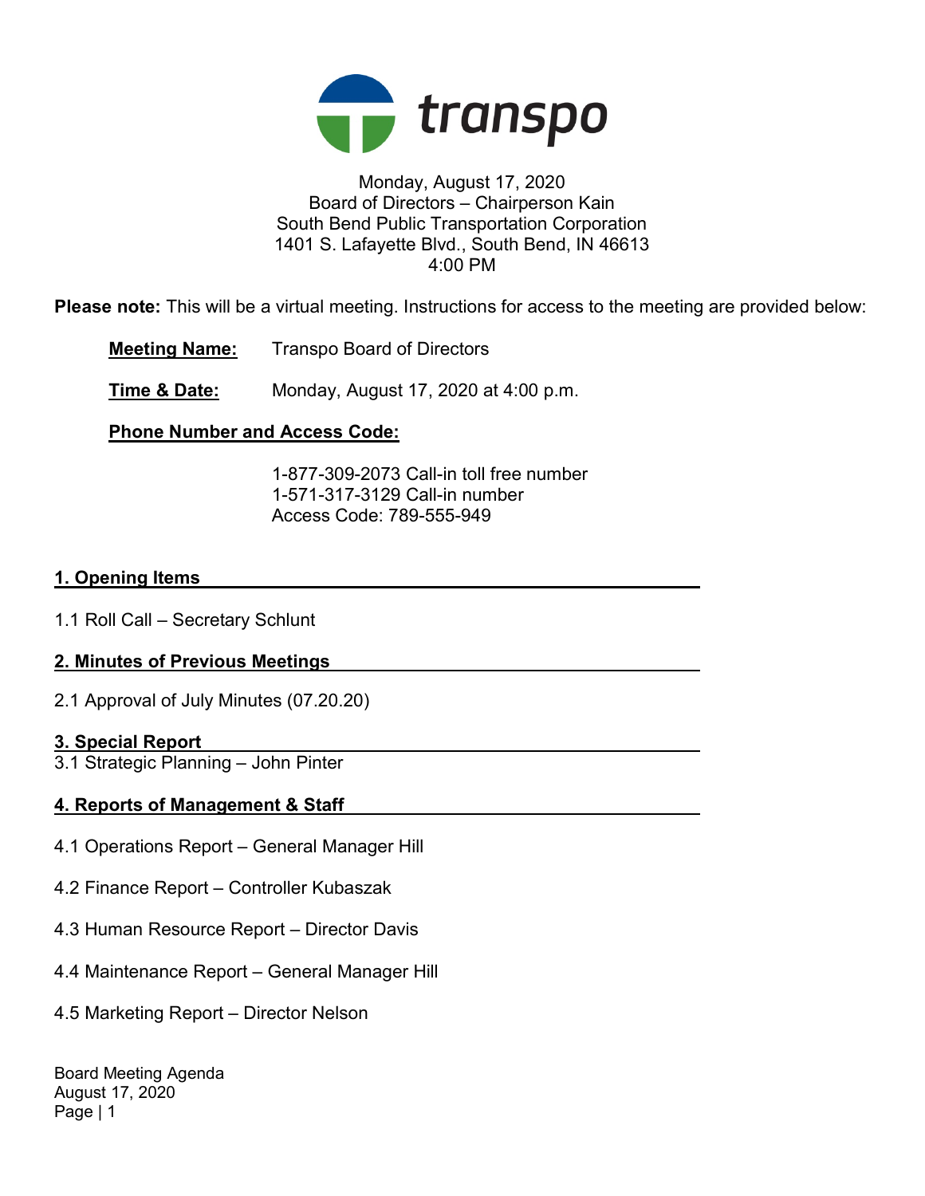transpo

Monday, August 17, 2020
Board of Directors – Chairperson Kain
South Bend Public Transportation Corporation
1401 S. Lafayette Blvd., South Bend, IN 46613
4:00 PM

**Please note:** This will be a virtual meeting. Instructions for access to the meeting are provided below:

**Meeting Name:** Transpo Board of Directors

**Time & Date:** Monday, August 17, 2020 at 4:00 p.m.

**Phone Number and Access Code:**

1-877-309-2073 Call-in toll free number
1-571-317-3129 Call-in number
Access Code: 789-555-949

## 1. Opening Items

1.1 Roll Call – Secretary Schlunt

## 2. Minutes of Previous Meetings

2.1 Approval of July Minutes (07.20.20)

## 3. Special Report

3.1 Strategic Planning – John Pinter

## 4. Reports of Management & Staff

4.1 Operations Report – General Manager Hill

4.2 Finance Report – Controller Kubaszak

4.3 Human Resource Report – Director Davis

4.4 Maintenance Report – General Manager Hill

4.5 Marketing Report – Director Nelson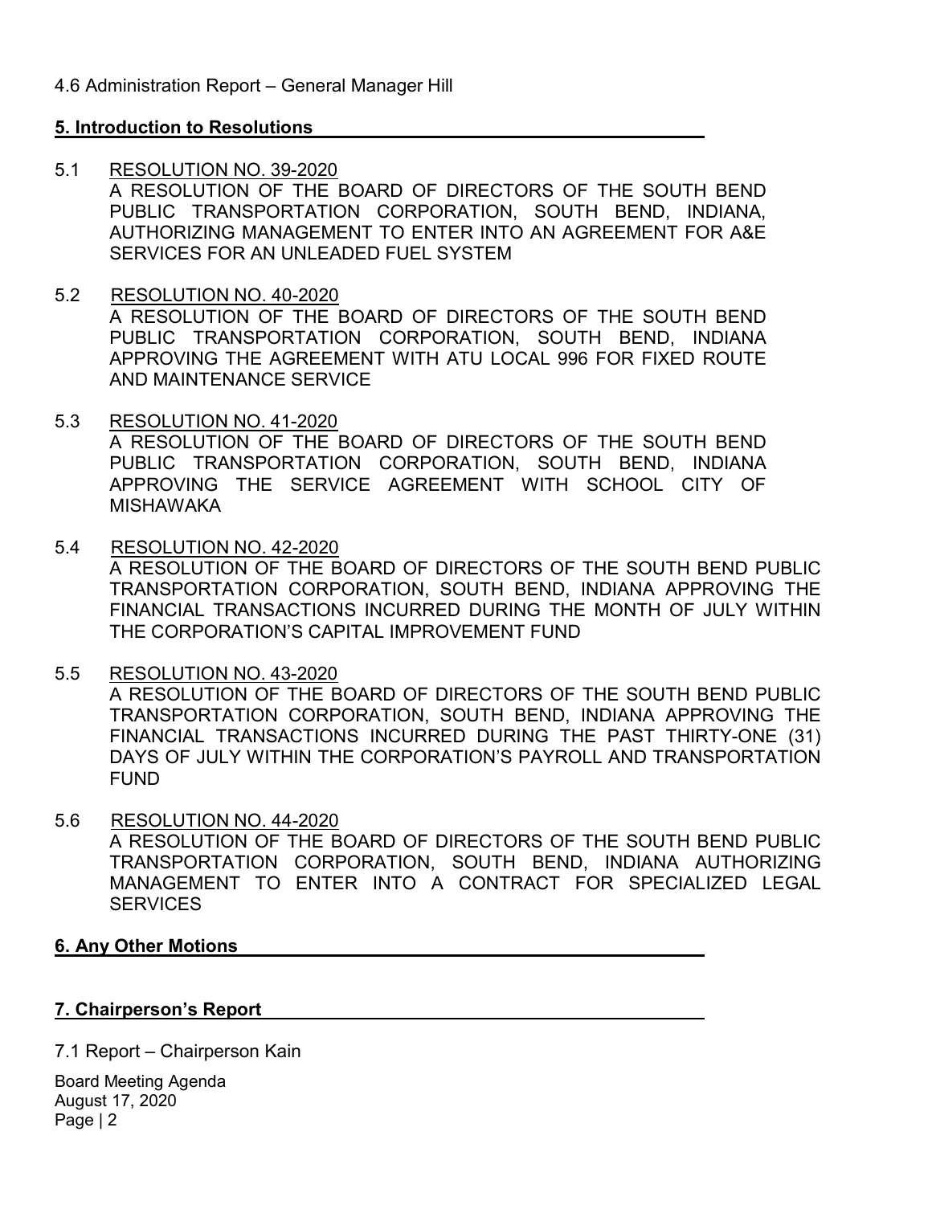4.6 Administration Report – General Manager Hill

**5. Introduction to Resolutions**

5.1 RESOLUTION NO. 39-2020
A RESOLUTION OF THE BOARD OF DIRECTORS OF THE SOUTH BEND PUBLIC TRANSPORTATION CORPORATION, SOUTH BEND, INDIANA, AUTHORIZING MANAGEMENT TO ENTER INTO AN AGREEMENT FOR A&E SERVICES FOR AN UNLEADED FUEL SYSTEM

5.2 RESOLUTION NO. 40-2020
A RESOLUTION OF THE BOARD OF DIRECTORS OF THE SOUTH BEND PUBLIC TRANSPORTATION CORPORATION, SOUTH BEND, INDIANA APPROVING THE AGREEMENT WITH ATU LOCAL 996 FOR FIXED ROUTE AND MAINTENANCE SERVICE

5.3 RESOLUTION NO. 41-2020
A RESOLUTION OF THE BOARD OF DIRECTORS OF THE SOUTH BEND PUBLIC TRANSPORTATION CORPORATION, SOUTH BEND, INDIANA APPROVING THE SERVICE AGREEMENT WITH SCHOOL CITY OF MISHAWAKA

5.4 RESOLUTION NO. 42-2020
A RESOLUTION OF THE BOARD OF DIRECTORS OF THE SOUTH BEND PUBLIC TRANSPORTATION CORPORATION, SOUTH BEND, INDIANA APPROVING THE FINANCIAL TRANSACTIONS INCURRED DURING THE MONTH OF JULY WITHIN THE CORPORATION'S CAPITAL IMPROVEMENT FUND

5.5 RESOLUTION NO. 43-2020
A RESOLUTION OF THE BOARD OF DIRECTORS OF THE SOUTH BEND PUBLIC TRANSPORTATION CORPORATION, SOUTH BEND, INDIANA APPROVING THE FINANCIAL TRANSACTIONS INCURRED DURING THE PAST THIRTY-ONE (31) DAYS OF JULY WITHIN THE CORPORATION'S PAYROLL AND TRANSPORTATION FUND

5.6 RESOLUTION NO. 44-2020
A RESOLUTION OF THE BOARD OF DIRECTORS OF THE SOUTH BEND PUBLIC TRANSPORTATION CORPORATION, SOUTH BEND, INDIANA AUTHORIZING MANAGEMENT TO ENTER INTO A CONTRACT FOR SPECIALIZED LEGAL SERVICES

**6. Any Other Motions**

**7. Chairperson's Report**

7.1 Report – Chairperson Kain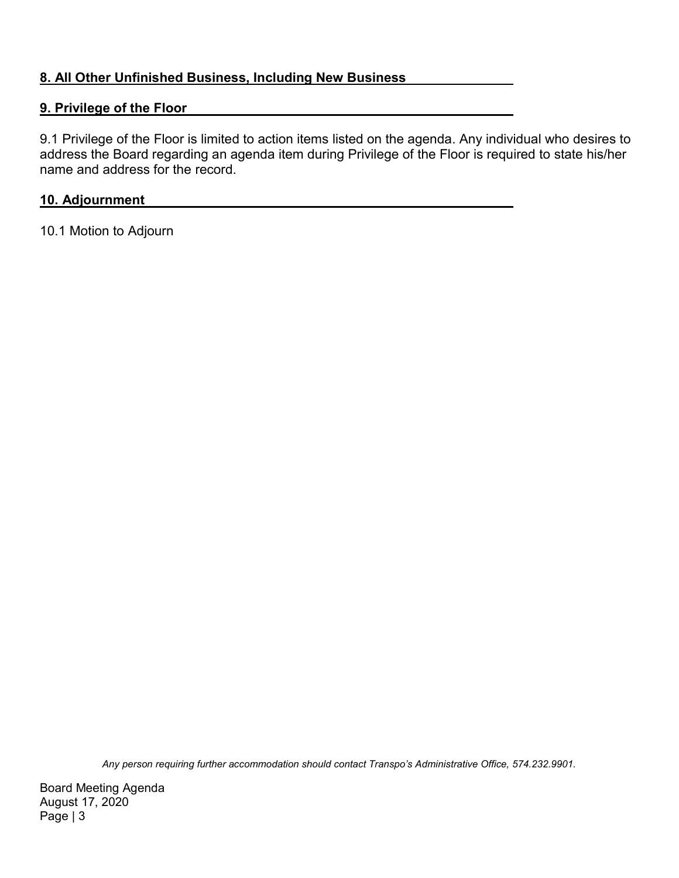## 8. All Other Unfinished Business, Including New Business

## 9. Privilege of the Floor

9.1 Privilege of the Floor is limited to action items listed on the agenda. Any individual who desires to address the Board regarding an agenda item during Privilege of the Floor is required to state his/her name and address for the record.

## 10. Adjournment

10.1 Motion to Adjourn

*Any person requiring further accommodation should contact Transpo's Administrative Office, 574.232.9901.*